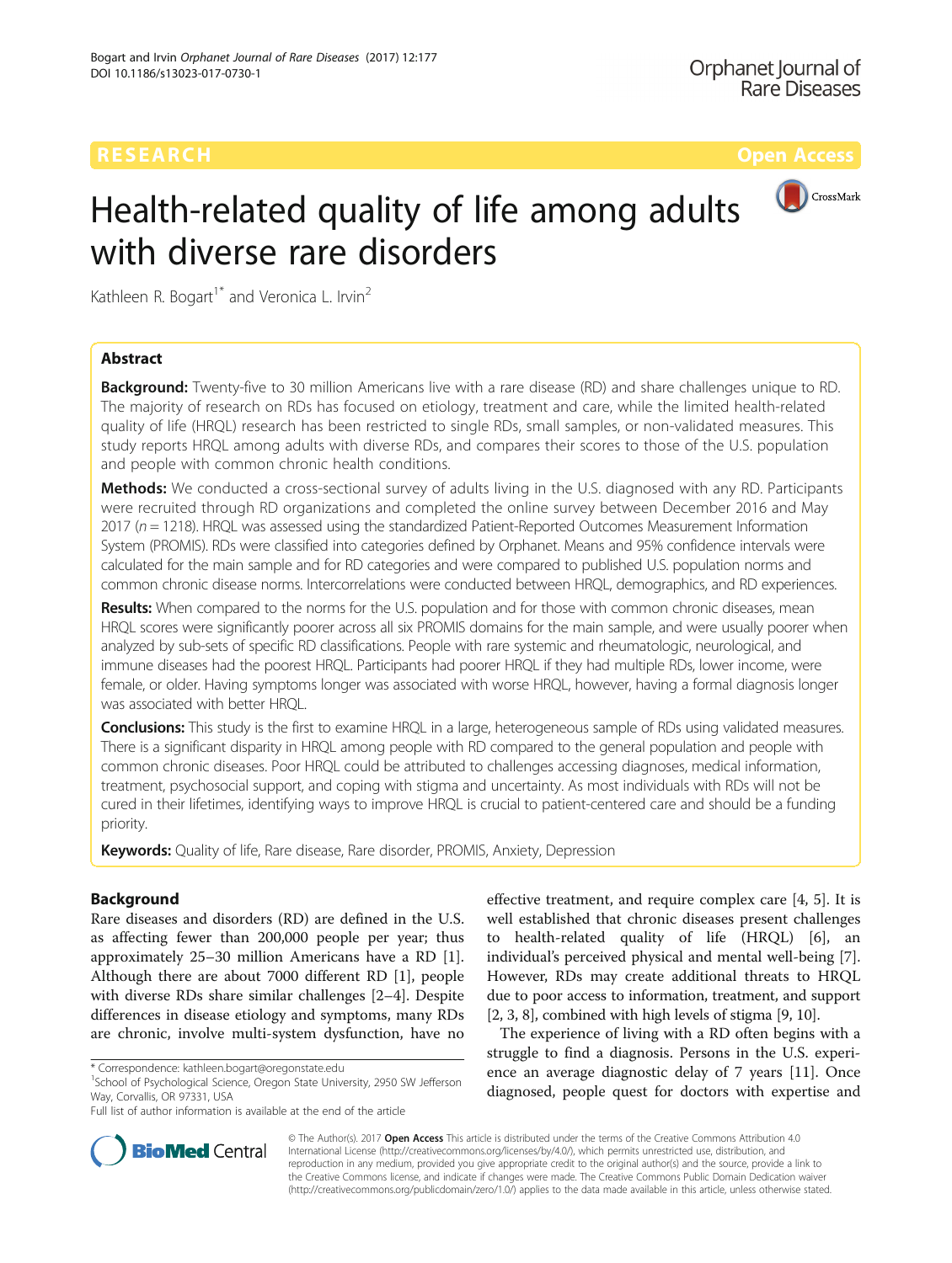RESEARCH Open Access

# Health-related quality of life among adults with diverse rare disorders

Kathleen R. Bogart[1*] and Veronica L. Irvin[2]

## Abstract

**Background:** Twenty-five to 30 million Americans live with a rare disease (RD) and share challenges unique to RD. The majority of research on RDs has focused on etiology, treatment and care, while the limited health-related quality of life (HRQL) research has been restricted to single RDs, small samples, or non-validated measures. This study reports HRQL among adults with diverse RDs, and compares their scores to those of the U.S. population and people with common chronic health conditions.

**Methods:** We conducted a cross-sectional survey of adults living in the U.S. diagnosed with any RD. Participants were recruited through RD organizations and completed the online survey between December 2016 and May 2017 ($n = 1218$). HRQL was assessed using the standardized Patient-Reported Outcomes Measurement Information System (PROMIS). RDs were classified into categories defined by Orphanet. Means and 95% confidence intervals were calculated for the main sample and for RD categories and were compared to published U.S. population norms and common chronic disease norms. Intercorrelations were conducted between HRQL, demographics, and RD experiences.

**Results:** When compared to the norms for the U.S. population and for those with common chronic diseases, mean HRQL scores were significantly poorer across all six PROMIS domains for the main sample, and were usually poorer when analyzed by sub-sets of specific RD classifications. People with rare systemic and rheumatologic, neurological, and immune diseases had the poorest HRQL. Participants had poorer HRQL if they had multiple RDs, lower income, were female, or older. Having symptoms longer was associated with worse HRQL, however, having a formal diagnosis longer was associated with better HRQL.

**Conclusions:** This study is the first to examine HRQL in a large, heterogeneous sample of RDs using validated measures. There is a significant disparity in HRQL among people with RD compared to the general population and people with common chronic diseases. Poor HRQL could be attributed to challenges accessing diagnoses, medical information, treatment, psychosocial support, and coping with stigma and uncertainty. As most individuals with RDs will not be cured in their lifetimes, identifying ways to improve HRQL is crucial to patient-centered care and should be a funding priority.

**Keywords:** Quality of life, Rare disease, Rare disorder, PROMIS, Anxiety, Depression

## Background

Rare diseases and disorders (RD) are defined in the U.S. as affecting fewer than 200,000 people per year; thus approximately 25–30 million Americans have a RD [1]. Although there are about 7000 different RD [1], people with diverse RDs share similar challenges [2–4]. Despite differences in disease etiology and symptoms, many RDs are chronic, involve multi-system dysfunction, have no effective treatment, and require complex care [4, 5]. It is well established that chronic diseases present challenges to health-related quality of life (HRQL) [6], an individual's perceived physical and mental well-being [7]. However, RDs may create additional threats to HRQL due to poor access to information, treatment, and support [2, 3, 8], combined with high levels of stigma [9, 10].

The experience of living with a RD often begins with a struggle to find a diagnosis. Persons in the U.S. experience an average diagnostic delay of 7 years [11]. Once diagnosed, people quest for doctors with expertise and

\* Correspondence: kathleen.bogart@oregonstate.edu
[1]School of Psychological Science, Oregon State University, 2950 SW Jefferson Way, Corvallis, OR 97331, USA
Full list of author information is available at the end of the article

© The Author(s). 2017 **Open Access** This article is distributed under the terms of the Creative Commons Attribution 4.0 International License (http://creativecommons.org/licenses/by/4.0/), which permits unrestricted use, distribution, and reproduction in any medium, provided you give appropriate credit to the original author(s) and the source, provide a link to the Creative Commons license, and indicate if changes were made. The Creative Commons Public Domain Dedication waiver (http://creativecommons.org/publicdomain/zero/1.0/) applies to the data made available in this article, unless otherwise stated.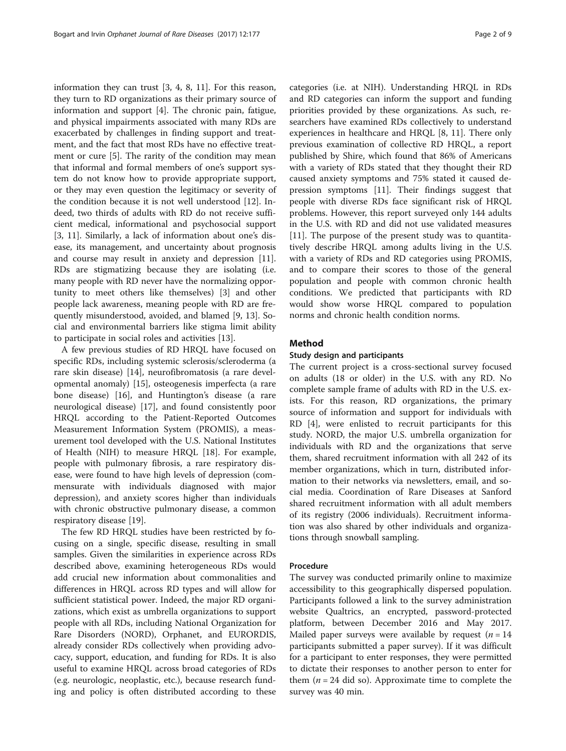information they can trust [3, 4, 8, 11]. For this reason, they turn to RD organizations as their primary source of information and support [4]. The chronic pain, fatigue, and physical impairments associated with many RDs are exacerbated by challenges in finding support and treatment, and the fact that most RDs have no effective treatment or cure [5]. The rarity of the condition may mean that informal and formal members of one's support system do not know how to provide appropriate support, or they may even question the legitimacy or severity of the condition because it is not well understood [12]. Indeed, two thirds of adults with RD do not receive sufficient medical, informational and psychosocial support [3, 11]. Similarly, a lack of information about one's disease, its management, and uncertainty about prognosis and course may result in anxiety and depression [11]. RDs are stigmatizing because they are isolating (i.e. many people with RD never have the normalizing opportunity to meet others like themselves) [3] and other people lack awareness, meaning people with RD are frequently misunderstood, avoided, and blamed [9, 13]. Social and environmental barriers like stigma limit ability to participate in social roles and activities [13].

A few previous studies of RD HRQL have focused on specific RDs, including systemic sclerosis/scleroderma (a rare skin disease) [14], neurofibromatosis (a rare developmental anomaly) [15], osteogenesis imperfecta (a rare bone disease) [16], and Huntington's disease (a rare neurological disease) [17], and found consistently poor HRQL according to the Patient-Reported Outcomes Measurement Information System (PROMIS), a measurement tool developed with the U.S. National Institutes of Health (NIH) to measure HRQL [18]. For example, people with pulmonary fibrosis, a rare respiratory disease, were found to have high levels of depression (commensurate with individuals diagnosed with major depression), and anxiety scores higher than individuals with chronic obstructive pulmonary disease, a common respiratory disease [19].

The few RD HRQL studies have been restricted by focusing on a single, specific disease, resulting in small samples. Given the similarities in experience across RDs described above, examining heterogeneous RDs would add crucial new information about commonalities and differences in HRQL across RD types and will allow for sufficient statistical power. Indeed, the major RD organizations, which exist as umbrella organizations to support people with all RDs, including National Organization for Rare Disorders (NORD), Orphanet, and EURORDIS, already consider RDs collectively when providing advocacy, support, education, and funding for RDs. It is also useful to examine HRQL across broad categories of RDs (e.g. neurologic, neoplastic, etc.), because research funding and policy is often distributed according to these categories (i.e. at NIH). Understanding HRQL in RDs and RD categories can inform the support and funding priorities provided by these organizations. As such, researchers have examined RDs collectively to understand experiences in healthcare and HRQL [8, 11]. There only previous examination of collective RD HRQL, a report published by Shire, which found that 86% of Americans with a variety of RDs stated that they thought their RD caused anxiety symptoms and 75% stated it caused depression symptoms [11]. Their findings suggest that people with diverse RDs face significant risk of HRQL problems. However, this report surveyed only 144 adults in the U.S. with RD and did not use validated measures [11]. The purpose of the present study was to quantitatively describe HRQL among adults living in the U.S. with a variety of RDs and RD categories using PROMIS, and to compare their scores to those of the general population and people with common chronic health conditions. We predicted that participants with RD would show worse HRQL compared to population norms and chronic health condition norms.

## Method

### Study design and participants

The current project is a cross-sectional survey focused on adults (18 or older) in the U.S. with any RD. No complete sample frame of adults with RD in the U.S. exists. For this reason, RD organizations, the primary source of information and support for individuals with RD [4], were enlisted to recruit participants for this study. NORD, the major U.S. umbrella organization for individuals with RD and the organizations that serve them, shared recruitment information with all 242 of its member organizations, which in turn, distributed information to their networks via newsletters, email, and social media. Coordination of Rare Diseases at Sanford shared recruitment information with all adult members of its registry (2006 individuals). Recruitment information was also shared by other individuals and organizations through snowball sampling.

### Procedure

The survey was conducted primarily online to maximize accessibility to this geographically dispersed population. Participants followed a link to the survey administration website Qualtrics, an encrypted, password-protected platform, between December 2016 and May 2017. Mailed paper surveys were available by request ($n = 14$ participants submitted a paper survey). If it was difficult for a participant to enter responses, they were permitted to dictate their responses to another person to enter for them ($n = 24$ did so). Approximate time to complete the survey was 40 min.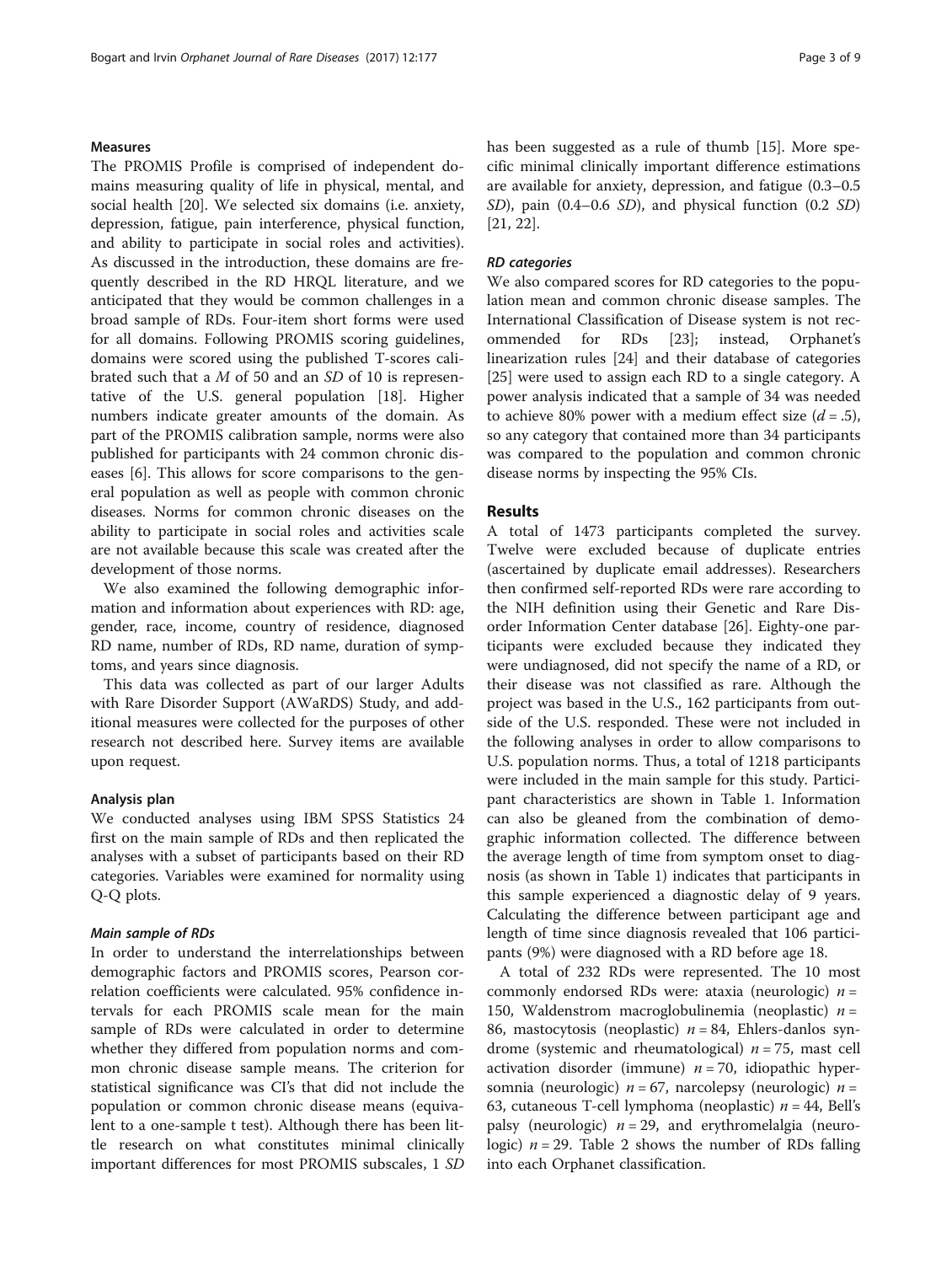### Measures

The PROMIS Profile is comprised of independent domains measuring quality of life in physical, mental, and social health [20]. We selected six domains (i.e. anxiety, depression, fatigue, pain interference, physical function, and ability to participate in social roles and activities). As discussed in the introduction, these domains are frequently described in the RD HRQL literature, and we anticipated that they would be common challenges in a broad sample of RDs. Four-item short forms were used for all domains. Following PROMIS scoring guidelines, domains were scored using the published T-scores calibrated such that a *M* of 50 and an *SD* of 10 is representative of the U.S. general population [18]. Higher numbers indicate greater amounts of the domain. As part of the PROMIS calibration sample, norms were also published for participants with 24 common chronic diseases [6]. This allows for score comparisons to the general population as well as people with common chronic diseases. Norms for common chronic diseases on the ability to participate in social roles and activities scale are not available because this scale was created after the development of those norms.

We also examined the following demographic information and information about experiences with RD: age, gender, race, income, country of residence, diagnosed RD name, number of RDs, RD name, duration of symptoms, and years since diagnosis.

This data was collected as part of our larger Adults with Rare Disorder Support (AWaRDS) Study, and additional measures were collected for the purposes of other research not described here. Survey items are available upon request.

### Analysis plan

We conducted analyses using IBM SPSS Statistics 24 first on the main sample of RDs and then replicated the analyses with a subset of participants based on their RD categories. Variables were examined for normality using Q-Q plots.

#### *Main sample of RDs*

In order to understand the interrelationships between demographic factors and PROMIS scores, Pearson correlation coefficients were calculated. 95% confidence intervals for each PROMIS scale mean for the main sample of RDs were calculated in order to determine whether they differed from population norms and common chronic disease sample means. The criterion for statistical significance was CI's that did not include the population or common chronic disease means (equivalent to a one-sample t test). Although there has been little research on what constitutes minimal clinically important differences for most PROMIS subscales, 1 *SD* has been suggested as a rule of thumb [15]. More specific minimal clinically important difference estimations are available for anxiety, depression, and fatigue (0.3–0.5 *SD*), pain (0.4–0.6 *SD*), and physical function (0.2 *SD*) [21, 22].

#### *RD categories*

We also compared scores for RD categories to the population mean and common chronic disease samples. The International Classification of Disease system is not recommended for RDs [23]; instead, Orphanet's linearization rules [24] and their database of categories [25] were used to assign each RD to a single category. A power analysis indicated that a sample of 34 was needed to achieve 80% power with a medium effect size ($d = .5$), so any category that contained more than 34 participants was compared to the population and common chronic disease norms by inspecting the 95% CIs.

## Results

A total of 1473 participants completed the survey. Twelve were excluded because of duplicate entries (ascertained by duplicate email addresses). Researchers then confirmed self-reported RDs were rare according to the NIH definition using their Genetic and Rare Disorder Information Center database [26]. Eighty-one participants were excluded because they indicated they were undiagnosed, did not specify the name of a RD, or their disease was not classified as rare. Although the project was based in the U.S., 162 participants from outside of the U.S. responded. These were not included in the following analyses in order to allow comparisons to U.S. population norms. Thus, a total of 1218 participants were included in the main sample for this study. Participant characteristics are shown in Table 1. Information can also be gleaned from the combination of demographic information collected. The difference between the average length of time from symptom onset to diagnosis (as shown in Table 1) indicates that participants in this sample experienced a diagnostic delay of 9 years. Calculating the difference between participant age and length of time since diagnosis revealed that 106 participants (9%) were diagnosed with a RD before age 18.

A total of 232 RDs were represented. The 10 most commonly endorsed RDs were: ataxia (neurologic) $n = 150$, Waldenstrom macroglobulinemia (neoplastic) $n = 86$, mastocytosis (neoplastic) $n = 84$, Ehlers-danlos syndrome (systemic and rheumatological) $n = 75$, mast cell activation disorder (immune) $n = 70$, idiopathic hypersomnia (neurologic) $n = 67$, narcolepsy (neurologic) $n = 63$, cutaneous T-cell lymphoma (neoplastic) $n = 44$, Bell's palsy (neurologic) $n = 29$, and erythromelalgia (neurologic) $n = 29$. Table 2 shows the number of RDs falling into each Orphanet classification.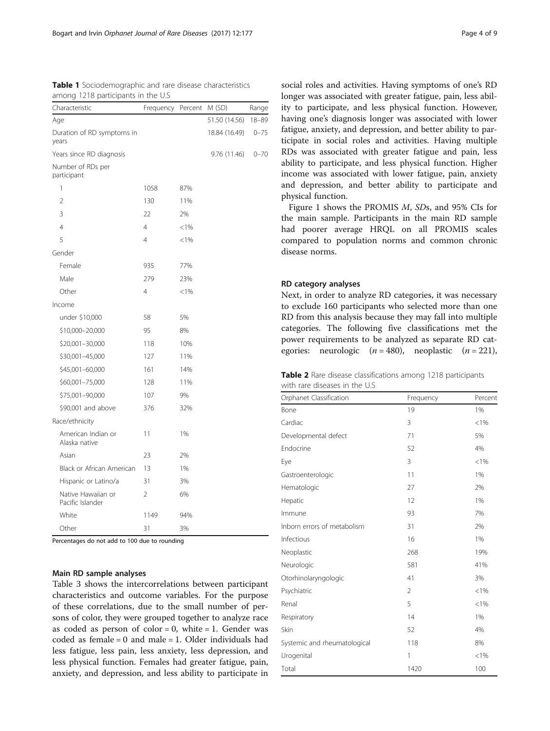**Table 1** Sociodemographic and rare disease characteristics among 1218 participants in the U.S

| Characteristic | Frequency | Percent | M (SD) | Range |
|---|---|---|---|---|
| Age | | | 51.50 (14.56) | 18–89 |
| Duration of RD symptoms in years | | | 18.84 (16.49) | 0–75 |
| Years since RD diagnosis | | | 9.76 (11.46) | 0–70 |
| Number of RDs per participant | | | | |
| 1 | 1058 | 87% | | |
| 2 | 130 | 11% | | |
| 3 | 22 | 2% | | |
| 4 | 4 | <1% | | |
| 5 | 4 | <1% | | |
| Gender | | | | |
| Female | 935 | 77% | | |
| Male | 279 | 23% | | |
| Other | 4 | <1% | | |
| Income | | | | |
| under \$10,000 | 58 | 5% | | |
| \$10,000–20,000 | 95 | 8% | | |
| \$20,001–30,000 | 118 | 10% | | |
| \$30,001–45,000 | 127 | 11% | | |
| \$45,001–60,000 | 161 | 14% | | |
| \$60,001–75,000 | 128 | 11% | | |
| \$75,001–90,000 | 107 | 9% | | |
| \$90,001 and above | 376 | 32% | | |
| Race/ethnicity | | | | |
| American Indian or Alaska native | 11 | 1% | | |
| Asian | 23 | 2% | | |
| Black or African American | 13 | 1% | | |
| Hispanic or Latino/a | 31 | 3% | | |
| Native Hawaiian or Pacific Islander | 2 | 6% | | |
| White | 1149 | 94% | | |
| Other | 31 | 3% | | |

Percentages do not add to 100 due to rounding

### Main RD sample analyses

Table 3 shows the intercorrelations between participant characteristics and outcome variables. For the purpose of these correlations, due to the small number of persons of color, they were grouped together to analyze race as coded as person of color = 0, white = 1. Gender was coded as female = 0 and male = 1. Older individuals had less fatigue, less pain, less anxiety, less depression, and less physical function. Females had greater fatigue, pain, anxiety, and depression, and less ability to participate in social roles and activities. Having symptoms of one's RD longer was associated with greater fatigue, pain, less ability to participate, and less physical function. However, having one's diagnosis longer was associated with lower fatigue, anxiety, and depression, and better ability to participate in social roles and activities. Having multiple RDs was associated with greater fatigue and pain, less ability to participate, and less physical function. Higher income was associated with lower fatigue, pain, anxiety and depression, and better ability to participate and physical function.

Figure 1 shows the PROMIS *M*, *SD*s, and 95% CIs for the main sample. Participants in the main RD sample had poorer average HRQL on all PROMIS scales compared to population norms and common chronic disease norms.

### RD category analyses

Next, in order to analyze RD categories, it was necessary to exclude 160 participants who selected more than one RD from this analysis because they may fall into multiple categories. The following five classifications met the power requirements to be analyzed as separate RD categories: neurologic ($n = 480$), neoplastic ($n = 221$),

**Table 2** Rare disease classifications among 1218 participants with rare diseases in the U.S

| Orphanet Classification | Frequency | Percent |
|---|---|---|
| Bone | 19 | 1% |
| Cardiac | 3 | <1% |
| Developmental defect | 71 | 5% |
| Endocrine | 52 | 4% |
| Eye | 3 | <1% |
| Gastroenterologic | 11 | 1% |
| Hematologic | 27 | 2% |
| Hepatic | 12 | 1% |
| Immune | 93 | 7% |
| Inborn errors of metabolism | 31 | 2% |
| Infectious | 16 | 1% |
| Neoplastic | 268 | 19% |
| Neurologic | 581 | 41% |
| Otorhinolaryngologic | 41 | 3% |
| Psychiatric | 2 | <1% |
| Renal | 5 | <1% |
| Respiratory | 14 | 1% |
| Skin | 52 | 4% |
| Systemic and rheumatological | 118 | 8% |
| Urogenital | 1 | <1% |
| Total | 1420 | 100 |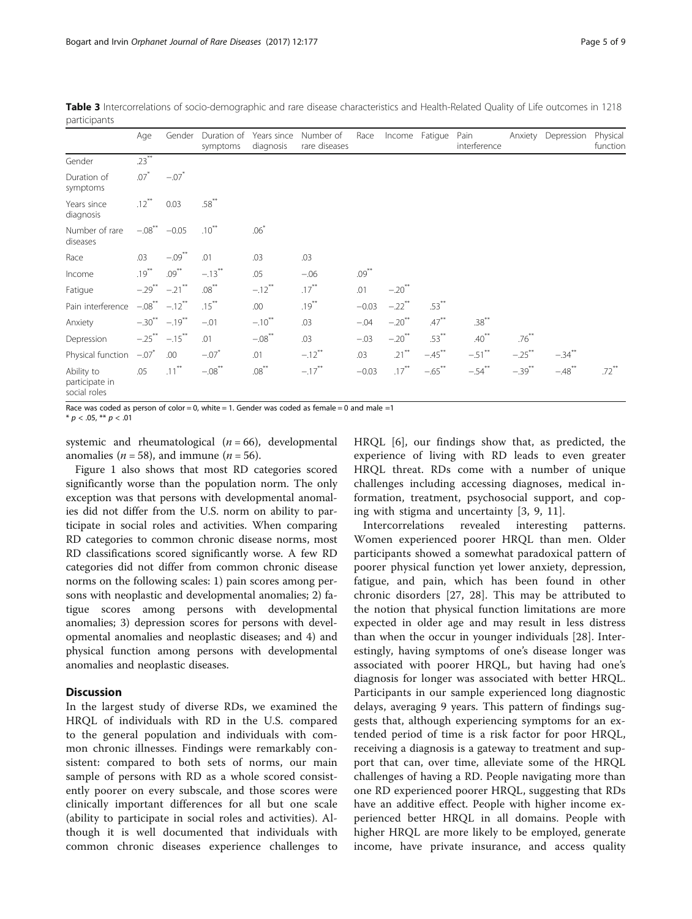**Table 3** Intercorrelations of socio-demographic and rare disease characteristics and Health-Related Quality of Life outcomes in 1218 participants

| | Age | Gender | Duration of symptoms | Years since diagnosis | Number of rare diseases | Race | Income | Fatigue | Pain interference | Anxiety | Depression | Physical function |
|---|---|---|---|---|---|---|---|---|---|---|---|---|
| Gender | .23** | | | | | | | | | | | |
| Duration of symptoms | .07* | −.07* | | | | | | | | | | |
| Years since diagnosis | .12** | 0.03 | .58** | | | | | | | | | |
| Number of rare diseases | −.08** | −0.05 | .10** | .06* | | | | | | | | |
| Race | .03 | −.09** | .01 | .03 | .03 | | | | | | | |
| Income | .19** | .09** | −.13** | .05 | −.06 | .09** | | | | | | |
| Fatigue | −.29** | −.21** | .08** | −.12** | .17** | .01 | −.20** | | | | | |
| Pain interference | −.08** | −.12** | .15** | .00 | .19** | −0.03 | −.22** | .53** | | | | |
| Anxiety | −.30** | −.19** | −.01 | −.10** | .03 | −.04 | −.20** | .47** | .38** | | | |
| Depression | −.25** | −.15** | .01 | −.08** | .03 | −.03 | −.20** | .53** | .40** | .76** | | |
| Physical function | −.07* | .00 | −.07* | .01 | −.12** | .03 | .21** | −.45** | −.51** | −.25** | −.34** | |
| Ability to participate in social roles | .05 | .11** | −.08** | .08** | −.17** | −0.03 | .17** | −.65** | −.54** | −.39** | −.48** | .72** |

Race was coded as person of color = 0, white = 1. Gender was coded as female = 0 and male =1

\* $p < .05$, \*\* $p < .01$

systemic and rheumatological ($n = 66$), developmental anomalies ($n = 58$), and immune ($n = 56$).

Figure 1 also shows that most RD categories scored significantly worse than the population norm. The only exception was that persons with developmental anomalies did not differ from the U.S. norm on ability to participate in social roles and activities. When comparing RD categories to common chronic disease norms, most RD classifications scored significantly worse. A few RD categories did not differ from common chronic disease norms on the following scales: 1) pain scores among persons with neoplastic and developmental anomalies; 2) fatigue scores among persons with developmental anomalies; 3) depression scores for persons with developmental anomalies and neoplastic diseases; and 4) and physical function among persons with developmental anomalies and neoplastic diseases.

## Discussion

In the largest study of diverse RDs, we examined the HRQL of individuals with RD in the U.S. compared to the general population and individuals with common chronic illnesses. Findings were remarkably consistent: compared to both sets of norms, our main sample of persons with RD as a whole scored consistently poorer on every subscale, and those scores were clinically important differences for all but one scale (ability to participate in social roles and activities). Although it is well documented that individuals with common chronic diseases experience challenges to HRQL [6], our findings show that, as predicted, the experience of living with RD leads to even greater HRQL threat. RDs come with a number of unique challenges including accessing diagnoses, medical information, treatment, psychosocial support, and coping with stigma and uncertainty [3, 9, 11].

Intercorrelations revealed interesting patterns. Women experienced poorer HRQL than men. Older participants showed a somewhat paradoxical pattern of poorer physical function yet lower anxiety, depression, fatigue, and pain, which has been found in other chronic disorders [27, 28]. This may be attributed to the notion that physical function limitations are more expected in older age and may result in less distress than when the occur in younger individuals [28]. Interestingly, having symptoms of one's disease longer was associated with poorer HRQL, but having had one's diagnosis for longer was associated with better HRQL. Participants in our sample experienced long diagnostic delays, averaging 9 years. This pattern of findings suggests that, although experiencing symptoms for an extended period of time is a risk factor for poor HRQL, receiving a diagnosis is a gateway to treatment and support that can, over time, alleviate some of the HRQL challenges of having a RD. People navigating more than one RD experienced poorer HRQL, suggesting that RDs have an additive effect. People with higher income experienced better HRQL in all domains. People with higher HRQL are more likely to be employed, generate income, have private insurance, and access quality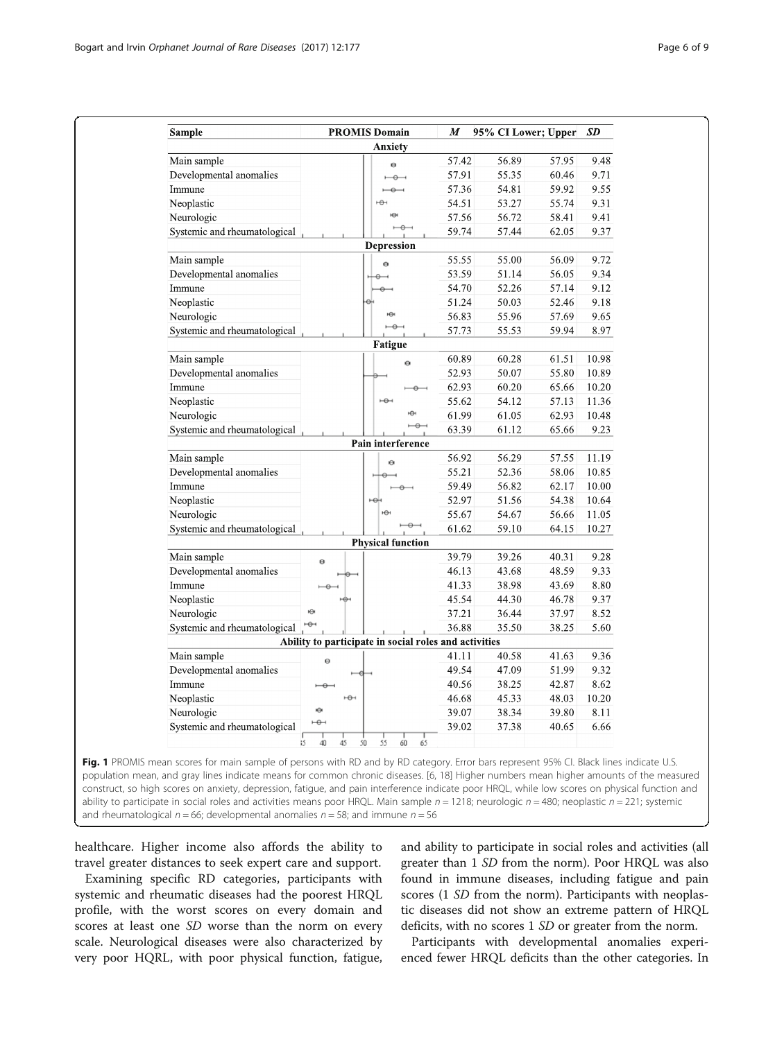| Sample | M | 95% CI Lower | 95% CI Upper | SD |
|---|---|---|---|---|
| **Anxiety** | | | | |
| Main sample | 57.42 | 56.89 | 57.95 | 9.48 |
| Developmental anomalies | 57.91 | 55.35 | 60.46 | 9.71 |
| Immune | 57.36 | 54.81 | 59.92 | 9.55 |
| Neoplastic | 54.51 | 53.27 | 55.74 | 9.31 |
| Neurologic | 57.56 | 56.72 | 58.41 | 9.41 |
| Systemic and rheumatological | 59.74 | 57.44 | 62.05 | 9.37 |
| **Depression** | | | | |
| Main sample | 55.55 | 55.00 | 56.09 | 9.72 |
| Developmental anomalies | 53.59 | 51.14 | 56.05 | 9.34 |
| Immune | 54.70 | 52.26 | 57.14 | 9.12 |
| Neoplastic | 51.24 | 50.03 | 52.46 | 9.18 |
| Neurologic | 56.83 | 55.96 | 57.69 | 9.65 |
| Systemic and rheumatological | 57.73 | 55.53 | 59.94 | 8.97 |
| **Fatigue** | | | | |
| Main sample | 60.89 | 60.28 | 61.51 | 10.98 |
| Developmental anomalies | 52.93 | 50.07 | 55.80 | 10.89 |
| Immune | 62.93 | 60.20 | 65.66 | 10.20 |
| Neoplastic | 55.62 | 54.12 | 57.13 | 11.36 |
| Neurologic | 61.99 | 61.05 | 62.93 | 10.48 |
| Systemic and rheumatological | 63.39 | 61.12 | 65.66 | 9.23 |
| **Pain interference** | | | | |
| Main sample | 56.92 | 56.29 | 57.55 | 11.19 |
| Developmental anomalies | 55.21 | 52.36 | 58.06 | 10.85 |
| Immune | 59.49 | 56.82 | 62.17 | 10.00 |
| Neoplastic | 52.97 | 51.56 | 54.38 | 10.64 |
| Neurologic | 55.67 | 54.67 | 56.66 | 11.05 |
| Systemic and rheumatological | 61.62 | 59.10 | 64.15 | 10.27 |
| **Physical function** | | | | |
| Main sample | 39.79 | 39.26 | 40.31 | 9.28 |
| Developmental anomalies | 46.13 | 43.68 | 48.59 | 9.33 |
| Immune | 41.33 | 38.98 | 43.69 | 8.80 |
| Neoplastic | 45.54 | 44.30 | 46.78 | 9.37 |
| Neurologic | 37.21 | 36.44 | 37.97 | 8.52 |
| Systemic and rheumatological | 36.88 | 35.50 | 38.25 | 5.60 |
| **Ability to participate in social roles and activities** | | | | |
| Main sample | 41.11 | 40.58 | 41.63 | 9.36 |
| Developmental anomalies | 49.54 | 47.09 | 51.99 | 9.32 |
| Immune | 40.56 | 38.25 | 42.87 | 8.62 |
| Neoplastic | 46.68 | 45.33 | 48.03 | 10.20 |
| Neurologic | 39.07 | 38.34 | 39.80 | 8.11 |
| Systemic and rheumatological | 39.02 | 37.38 | 40.65 | 6.66 |

**Fig. 1** PROMIS mean scores for main sample of persons with RD and by RD category. Error bars represent 95% CI. Black lines indicate U.S. population mean, and gray lines indicate means for common chronic diseases. [6, 18] Higher numbers mean higher amounts of the measured construct, so high scores on anxiety, depression, fatigue, and pain interference indicate poor HRQL, while low scores on physical function and ability to participate in social roles and activities means poor HRQL. Main sample $n = 1218$; neurologic $n = 480$; neoplastic $n = 221$; systemic and rheumatological $n = 66$; developmental anomalies $n = 58$; and immune $n = 56$

healthcare. Higher income also affords the ability to travel greater distances to seek expert care and support.

Examining specific RD categories, participants with systemic and rheumatic diseases had the poorest HRQL profile, with the worst scores on every domain and scores at least one *SD* worse than the norm on every scale. Neurological diseases were also characterized by very poor HQRL, with poor physical function, fatigue, and ability to participate in social roles and activities (all greater than 1 *SD* from the norm). Poor HRQL was also found in immune diseases, including fatigue and pain scores (1 *SD* from the norm). Participants with neoplastic diseases did not show an extreme pattern of HRQL deficits, with no scores 1 *SD* or greater from the norm.

Participants with developmental anomalies experienced fewer HRQL deficits than the other categories. In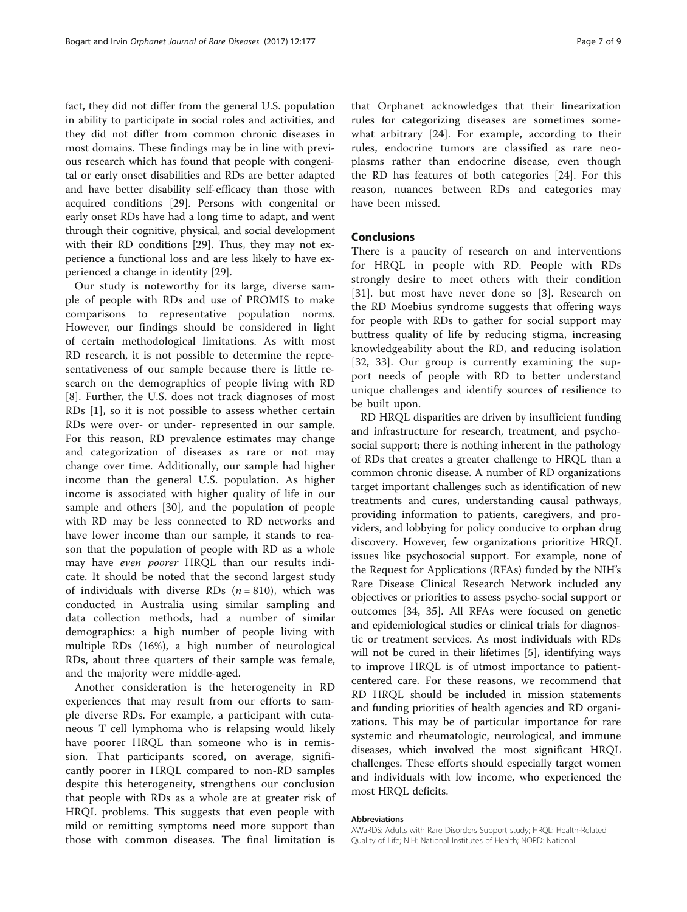fact, they did not differ from the general U.S. population in ability to participate in social roles and activities, and they did not differ from common chronic diseases in most domains. These findings may be in line with previous research which has found that people with congenital or early onset disabilities and RDs are better adapted and have better disability self-efficacy than those with acquired conditions [29]. Persons with congenital or early onset RDs have had a long time to adapt, and went through their cognitive, physical, and social development with their RD conditions [29]. Thus, they may not experience a functional loss and are less likely to have experienced a change in identity [29].

Our study is noteworthy for its large, diverse sample of people with RDs and use of PROMIS to make comparisons to representative population norms. However, our findings should be considered in light of certain methodological limitations. As with most RD research, it is not possible to determine the representativeness of our sample because there is little research on the demographics of people living with RD [8]. Further, the U.S. does not track diagnoses of most RDs [1], so it is not possible to assess whether certain RDs were over- or under- represented in our sample. For this reason, RD prevalence estimates may change and categorization of diseases as rare or not may change over time. Additionally, our sample had higher income than the general U.S. population. As higher income is associated with higher quality of life in our sample and others [30], and the population of people with RD may be less connected to RD networks and have lower income than our sample, it stands to reason that the population of people with RD as a whole may have *even poorer* HRQL than our results indicate. It should be noted that the second largest study of individuals with diverse RDs ($n = 810$), which was conducted in Australia using similar sampling and data collection methods, had a number of similar demographics: a high number of people living with multiple RDs (16%), a high number of neurological RDs, about three quarters of their sample was female, and the majority were middle-aged.

Another consideration is the heterogeneity in RD experiences that may result from our efforts to sample diverse RDs. For example, a participant with cutaneous T cell lymphoma who is relapsing would likely have poorer HRQL than someone who is in remission. That participants scored, on average, significantly poorer in HRQL compared to non-RD samples despite this heterogeneity, strengthens our conclusion that people with RDs as a whole are at greater risk of HRQL problems. This suggests that even people with mild or remitting symptoms need more support than those with common diseases. The final limitation is that Orphanet acknowledges that their linearization rules for categorizing diseases are sometimes somewhat arbitrary [24]. For example, according to their rules, endocrine tumors are classified as rare neoplasms rather than endocrine disease, even though the RD has features of both categories [24]. For this reason, nuances between RDs and categories may have been missed.

## Conclusions

There is a paucity of research on and interventions for HRQL in people with RD. People with RDs strongly desire to meet others with their condition [31]. but most have never done so [3]. Research on the RD Moebius syndrome suggests that offering ways for people with RDs to gather for social support may buttress quality of life by reducing stigma, increasing knowledgeability about the RD, and reducing isolation [32, 33]. Our group is currently examining the support needs of people with RD to better understand unique challenges and identify sources of resilience to be built upon.

RD HRQL disparities are driven by insufficient funding and infrastructure for research, treatment, and psychosocial support; there is nothing inherent in the pathology of RDs that creates a greater challenge to HRQL than a common chronic disease. A number of RD organizations target important challenges such as identification of new treatments and cures, understanding causal pathways, providing information to patients, caregivers, and providers, and lobbying for policy conducive to orphan drug discovery. However, few organizations prioritize HRQL issues like psychosocial support. For example, none of the Request for Applications (RFAs) funded by the NIH's Rare Disease Clinical Research Network included any objectives or priorities to assess psycho-social support or outcomes [34, 35]. All RFAs were focused on genetic and epidemiological studies or clinical trials for diagnostic or treatment services. As most individuals with RDs will not be cured in their lifetimes [5], identifying ways to improve HRQL is of utmost importance to patient-centered care. For these reasons, we recommend that RD HRQL should be included in mission statements and funding priorities of health agencies and RD organizations. This may be of particular importance for rare systemic and rheumatologic, neurological, and immune diseases, which involved the most significant HRQL challenges. These efforts should especially target women and individuals with low income, who experienced the most HRQL deficits.

#### Abbreviations

AWaRDS: Adults with Rare Disorders Support study; HRQL: Health-Related Quality of Life; NIH: National Institutes of Health; NORD: National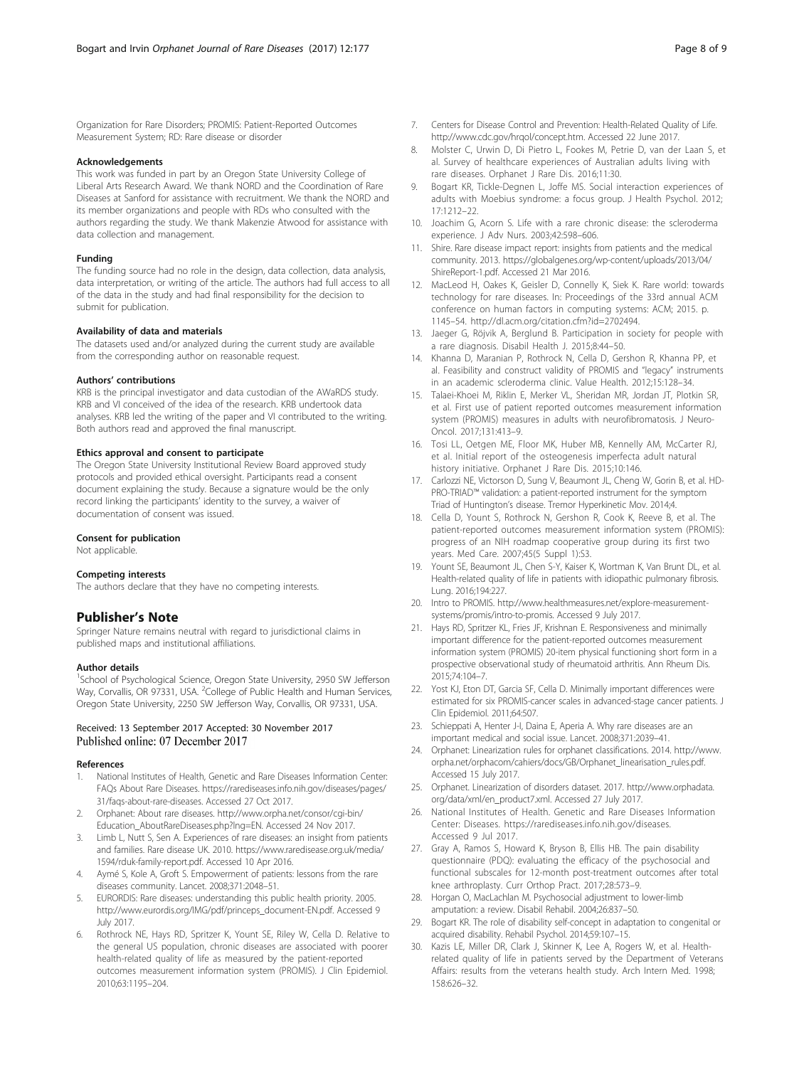Organization for Rare Disorders; PROMIS: Patient-Reported Outcomes Measurement System; RD: Rare disease or disorder

#### Acknowledgements

This work was funded in part by an Oregon State University College of Liberal Arts Research Award. We thank NORD and the Coordination of Rare Diseases at Sanford for assistance with recruitment. We thank the NORD and its member organizations and people with RDs who consulted with the authors regarding the study. We thank Makenzie Atwood for assistance with data collection and management.

#### Funding

The funding source had no role in the design, data collection, data analysis, data interpretation, or writing of the article. The authors had full access to all of the data in the study and had final responsibility for the decision to submit for publication.

#### Availability of data and materials

The datasets used and/or analyzed during the current study are available from the corresponding author on reasonable request.

#### Authors' contributions

KRB is the principal investigator and data custodian of the AWaRDS study. KRB and VI conceived of the idea of the research. KRB undertook data analyses. KRB led the writing of the paper and VI contributed to the writing. Both authors read and approved the final manuscript.

#### Ethics approval and consent to participate

The Oregon State University Institutional Review Board approved study protocols and provided ethical oversight. Participants read a consent document explaining the study. Because a signature would be the only record linking the participants' identity to the survey, a waiver of documentation of consent was issued.

#### Consent for publication

Not applicable.

#### Competing interests

The authors declare that they have no competing interests.

## Publisher's Note

Springer Nature remains neutral with regard to jurisdictional claims in published maps and institutional affiliations.

#### Author details

[1]School of Psychological Science, Oregon State University, 2950 SW Jefferson Way, Corvallis, OR 97331, USA. [2]College of Public Health and Human Services, Oregon State University, 2250 SW Jefferson Way, Corvallis, OR 97331, USA.

Received: 13 September 2017 Accepted: 30 November 2017
Published online: 07 December 2017

#### References

1. National Institutes of Health, Genetic and Rare Diseases Information Center: FAQs About Rare Diseases. https://rarediseases.info.nih.gov/diseases/pages/31/faqs-about-rare-diseases. Accessed 27 Oct 2017.
2. Orphanet: About rare diseases. http://www.orpha.net/consor/cgi-bin/Education_AboutRareDiseases.php?lng=EN. Accessed 24 Nov 2017.
3. Limb L, Nutt S, Sen A. Experiences of rare diseases: an insight from patients and families. Rare disease UK. 2010. https://www.raredisease.org.uk/media/1594/rduk-family-report.pdf. Accessed 10 Apr 2016.
4. Aymé S, Kole A, Groft S. Empowerment of patients: lessons from the rare diseases community. Lancet. 2008;371:2048–51.
5. EURORDIS: Rare diseases: understanding this public health priority. 2005. http://www.eurordis.org/IMG/pdf/princeps_document-EN.pdf. Accessed 9 July 2017.
6. Rothrock NE, Hays RD, Spritzer K, Yount SE, Riley W, Cella D. Relative to the general US population, chronic diseases are associated with poorer health-related quality of life as measured by the patient-reported outcomes measurement information system (PROMIS). J Clin Epidemiol. 2010;63:1195–204.
7. Centers for Disease Control and Prevention: Health-Related Quality of Life. http://www.cdc.gov/hrqol/concept.htm. Accessed 22 June 2017.
8. Molster C, Urwin D, Di Pietro L, Fookes M, Petrie D, van der Laan S, et al. Survey of healthcare experiences of Australian adults living with rare diseases. Orphanet J Rare Dis. 2016;11:30.
9. Bogart KR, Tickle-Degnen L, Joffe MS. Social interaction experiences of adults with Moebius syndrome: a focus group. J Health Psychol. 2012;17:1212–22.
10. Joachim G, Acorn S. Life with a rare chronic disease: the scleroderma experience. J Adv Nurs. 2003;42:598–606.
11. Shire. Rare disease impact report: insights from patients and the medical community. 2013. https://globalgenes.org/wp-content/uploads/2013/04/ShireReport-1.pdf. Accessed 21 Mar 2016.
12. MacLeod H, Oakes K, Geisler D, Connelly K, Siek K. Rare world: towards technology for rare diseases. In: Proceedings of the 33rd annual ACM conference on human factors in computing systems: ACM; 2015. p. 1145–54. http://dl.acm.org/citation.cfm?id=2702494.
13. Jaeger G, Röjvik A, Berglund B. Participation in society for people with a rare diagnosis. Disabil Health J. 2015;8:44–50.
14. Khanna D, Maranian P, Rothrock N, Cella D, Gershon R, Khanna PP, et al. Feasibility and construct validity of PROMIS and "legacy" instruments in an academic scleroderma clinic. Value Health. 2012;15:128–34.
15. Talaei-Khoei M, Riklin E, Merker VL, Sheridan MR, Jordan JT, Plotkin SR, et al. First use of patient reported outcomes measurement information system (PROMIS) measures in adults with neurofibromatosis. J Neuro-Oncol. 2017;131:413–9.
16. Tosi LL, Oetgen ME, Floor MK, Huber MB, Kennelly AM, McCarter RJ, et al. Initial report of the osteogenesis imperfecta adult natural history initiative. Orphanet J Rare Dis. 2015;10:146.
17. Carlozzi NE, Victorson D, Sung V, Beaumont JL, Cheng W, Gorin B, et al. HD-PRO-TRIAD™ validation: a patient-reported instrument for the symptom Triad of Huntington's disease. Tremor Hyperkinetic Mov. 2014;4.
18. Cella D, Yount S, Rothrock N, Gershon R, Cook K, Reeve B, et al. The patient-reported outcomes measurement information system (PROMIS): progress of an NIH roadmap cooperative group during its first two years. Med Care. 2007;45(5 Suppl 1):S3.
19. Yount SE, Beaumont JL, Chen S-Y, Kaiser K, Wortman K, Van Brunt DL, et al. Health-related quality of life in patients with idiopathic pulmonary fibrosis. Lung. 2016;194:227.
20. Intro to PROMIS. http://www.healthmeasures.net/explore-measurement-systems/promis/intro-to-promis. Accessed 9 July 2017.
21. Hays RD, Spritzer KL, Fries JF, Krishnan E. Responsiveness and minimally important difference for the patient-reported outcomes measurement information system (PROMIS) 20-item physical functioning short form in a prospective observational study of rheumatoid arthritis. Ann Rheum Dis. 2015;74:104–7.
22. Yost KJ, Eton DT, Garcia SF, Cella D. Minimally important differences were estimated for six PROMIS-cancer scales in advanced-stage cancer patients. J Clin Epidemiol. 2011;64:507.
23. Schieppati A, Henter J-I, Daina E, Aperia A. Why rare diseases are an important medical and social issue. Lancet. 2008;371:2039–41.
24. Orphanet: Linearization rules for orphanet classifications. 2014. http://www.orpha.net/orphacom/cahiers/docs/GB/Orphanet_linearisation_rules.pdf. Accessed 15 July 2017.
25. Orphanet. Linearization of disorders dataset. 2017. http://www.orphadata.org/data/xml/en_product7.xml. Accessed 27 July 2017.
26. National Institutes of Health. Genetic and Rare Diseases Information Center: Diseases. https://rarediseases.info.nih.gov/diseases. Accessed 9 Jul 2017.
27. Gray A, Ramos S, Howard K, Bryson B, Ellis HB. The pain disability questionnaire (PDQ): evaluating the efficacy of the psychosocial and functional subscales for 12-month post-treatment outcomes after total knee arthroplasty. Curr Orthop Pract. 2017;28:573–9.
28. Horgan O, MacLachlan M. Psychosocial adjustment to lower-limb amputation: a review. Disabil Rehabil. 2004;26:837–50.
29. Bogart KR. The role of disability self-concept in adaptation to congenital or acquired disability. Rehabil Psychol. 2014;59:107–15.
30. Kazis LE, Miller DR, Clark J, Skinner K, Lee A, Rogers W, et al. Health-related quality of life in patients served by the Department of Veterans Affairs: results from the veterans health study. Arch Intern Med. 1998;158:626–32.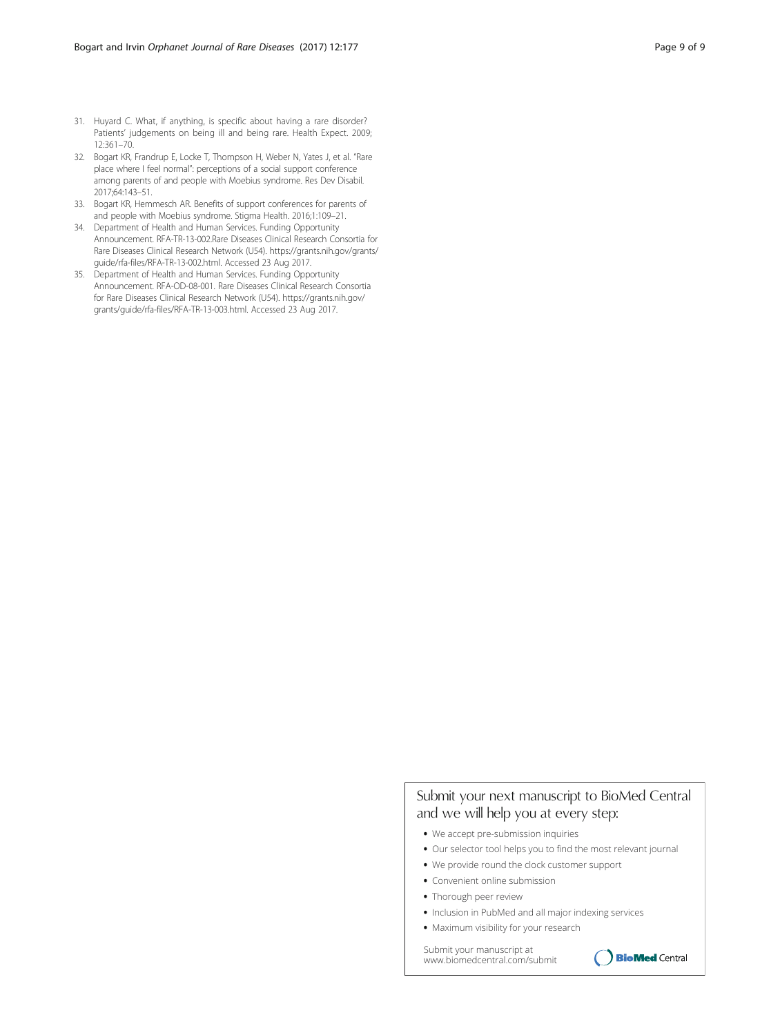31. Huyard C. What, if anything, is specific about having a rare disorder? Patients' judgements on being ill and being rare. Health Expect. 2009; 12:361–70.
32. Bogart KR, Frandrup E, Locke T, Thompson H, Weber N, Yates J, et al. "Rare place where I feel normal": perceptions of a social support conference among parents of and people with Moebius syndrome. Res Dev Disabil. 2017;64:143–51.
33. Bogart KR, Hemmesch AR. Benefits of support conferences for parents of and people with Moebius syndrome. Stigma Health. 2016;1:109–21.
34. Department of Health and Human Services. Funding Opportunity Announcement. RFA-TR-13-002.Rare Diseases Clinical Research Consortia for Rare Diseases Clinical Research Network (U54). https://grants.nih.gov/grants/guide/rfa-files/RFA-TR-13-002.html. Accessed 23 Aug 2017.
35. Department of Health and Human Services. Funding Opportunity Announcement. RFA-OD-08-001. Rare Diseases Clinical Research Consortia for Rare Diseases Clinical Research Network (U54). https://grants.nih.gov/grants/guide/rfa-files/RFA-TR-13-003.html. Accessed 23 Aug 2017.

Submit your next manuscript to BioMed Central and we will help you at every step:

- We accept pre-submission inquiries
- Our selector tool helps you to find the most relevant journal
- We provide round the clock customer support
- Convenient online submission
- Thorough peer review
- Inclusion in PubMed and all major indexing services
- Maximum visibility for your research

Submit your manuscript at www.biomedcentral.com/submit

BioMed Central